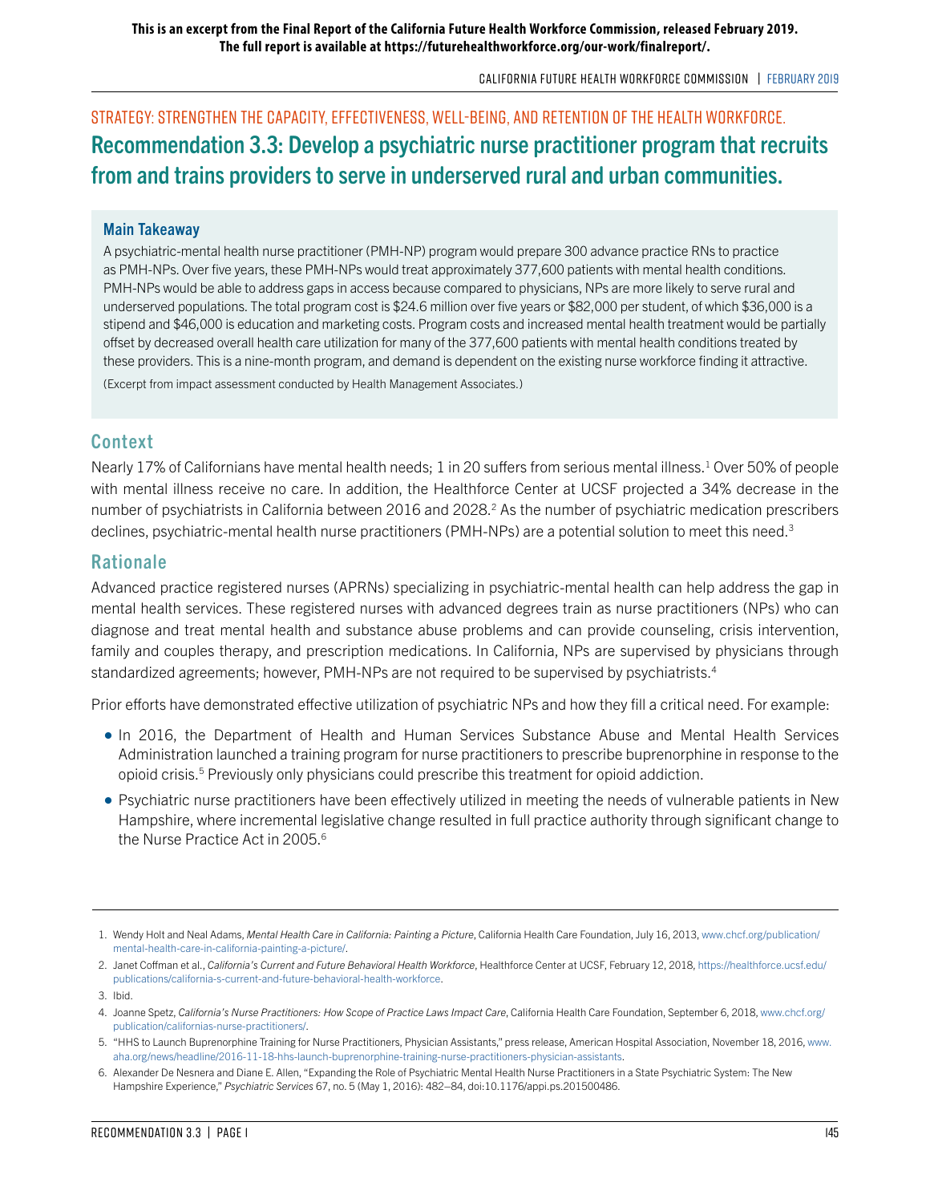**This is an excerpt from the Final Report of the California Future Health Workforce Commission, released February 2019. The full report is available at https://futurehealthworkforce.org/our-work/finalreport/.**

STRATEGY: STRENGTHEN THE CAPACITY, EFFECTIVENESS, WELL-BEING, AND RETENTION OF THE HEALTH WORKFORCE.

# Recommendation 3.3: Develop a psychiatric nurse practitioner program that recruits from and trains providers to serve in underserved rural and urban communities.

### Main Takeaway

A psychiatric-mental health nurse practitioner (PMH-NP) program would prepare 300 advance practice RNs to practice as PMH-NPs. Over five years, these PMH-NPs would treat approximately 377,600 patients with mental health conditions. PMH-NPs would be able to address gaps in access because compared to physicians, NPs are more likely to serve rural and underserved populations. The total program cost is $24.6 million over five years or $82,000 per student, of which $36,000 is a stipend and $46,000 is education and marketing costs. Program costs and increased mental health treatment would be partially offset by decreased overall health care utilization for many of the 377,600 patients with mental health conditions treated by these providers. This is a nine-month program, and demand is dependent on the existing nurse workforce finding it attractive.

(Excerpt from impact assessment conducted by Health Management Associates.)

## Context

Nearly 17% of Californians have mental health needs; 1 in 20 suffers from serious mental illness.[1] Over 50% of people with mental illness receive no care. In addition, the Healthforce Center at UCSF projected a 34% decrease in the number of psychiatrists in California between 2016 and 2028.[2] As the number of psychiatric medication prescribers declines, psychiatric-mental health nurse practitioners (PMH-NPs) are a potential solution to meet this need.[3]

## Rationale

Advanced practice registered nurses (APRNs) specializing in psychiatric-mental health can help address the gap in mental health services. These registered nurses with advanced degrees train as nurse practitioners (NPs) who can diagnose and treat mental health and substance abuse problems and can provide counseling, crisis intervention, family and couples therapy, and prescription medications. In California, NPs are supervised by physicians through standardized agreements; however, PMH-NPs are not required to be supervised by psychiatrists.[4]

Prior efforts have demonstrated effective utilization of psychiatric NPs and how they fill a critical need. For example:

- In 2016, the Department of Health and Human Services Substance Abuse and Mental Health Services Administration launched a training program for nurse practitioners to prescribe buprenorphine in response to the opioid crisis.[5] Previously only physicians could prescribe this treatment for opioid addiction.
- Psychiatric nurse practitioners have been effectively utilized in meeting the needs of vulnerable patients in New Hampshire, where incremental legislative change resulted in full practice authority through significant change to the Nurse Practice Act in 2005.[6]

---

1. Wendy Holt and Neal Adams, *Mental Health Care in California: Painting a Picture*, California Health Care Foundation, July 16, 2013, www.chcf.org/publication/mental-health-care-in-california-painting-a-picture/.
2. Janet Coffman et al., *California's Current and Future Behavioral Health Workforce*, Healthforce Center at UCSF, February 12, 2018, https://healthforce.ucsf.edu/publications/california-s-current-and-future-behavioral-health-workforce.
3. Ibid.
4. Joanne Spetz, *California's Nurse Practitioners: How Scope of Practice Laws Impact Care*, California Health Care Foundation, September 6, 2018, www.chcf.org/publication/californias-nurse-practitioners/.
5. "HHS to Launch Buprenorphine Training for Nurse Practitioners, Physician Assistants," press release, American Hospital Association, November 18, 2016, www.aha.org/news/headline/2016-11-18-hhs-launch-buprenorphine-training-nurse-practitioners-physician-assistants.
6. Alexander De Nesnera and Diane E. Allen, "Expanding the Role of Psychiatric Mental Health Nurse Practitioners in a State Psychiatric System: The New Hampshire Experience," *Psychiatric Services* 67, no. 5 (May 1, 2016): 482–84, doi:10.1176/appi.ps.201500486.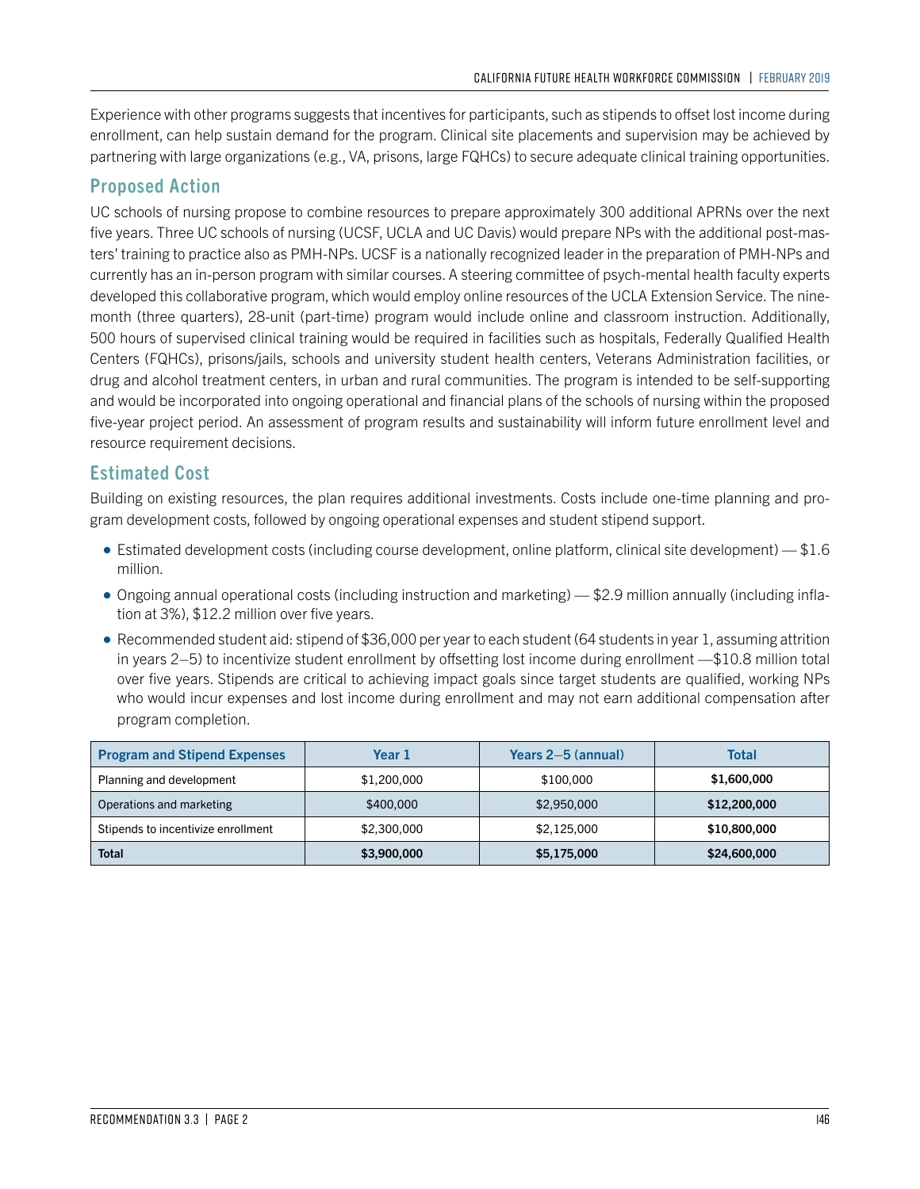Experience with other programs suggests that incentives for participants, such as stipends to offset lost income during enrollment, can help sustain demand for the program. Clinical site placements and supervision may be achieved by partnering with large organizations (e.g., VA, prisons, large FQHCs) to secure adequate clinical training opportunities.

## Proposed Action

UC schools of nursing propose to combine resources to prepare approximately 300 additional APRNs over the next five years. Three UC schools of nursing (UCSF, UCLA and UC Davis) would prepare NPs with the additional post-masters' training to practice also as PMH-NPs. UCSF is a nationally recognized leader in the preparation of PMH-NPs and currently has an in-person program with similar courses. A steering committee of psych-mental health faculty experts developed this collaborative program, which would employ online resources of the UCLA Extension Service. The nine-month (three quarters), 28-unit (part-time) program would include online and classroom instruction. Additionally, 500 hours of supervised clinical training would be required in facilities such as hospitals, Federally Qualified Health Centers (FQHCs), prisons/jails, schools and university student health centers, Veterans Administration facilities, or drug and alcohol treatment centers, in urban and rural communities. The program is intended to be self-supporting and would be incorporated into ongoing operational and financial plans of the schools of nursing within the proposed five-year project period. An assessment of program results and sustainability will inform future enrollment level and resource requirement decisions.

## Estimated Cost

Building on existing resources, the plan requires additional investments. Costs include one-time planning and program development costs, followed by ongoing operational expenses and student stipend support.

- Estimated development costs (including course development, online platform, clinical site development) — $1.6 million.
- Ongoing annual operational costs (including instruction and marketing) — $2.9 million annually (including inflation at 3%), $12.2 million over five years.
- Recommended student aid: stipend of $36,000 per year to each student (64 students in year 1, assuming attrition in years 2–5) to incentivize student enrollment by offsetting lost income during enrollment —$10.8 million total over five years. Stipends are critical to achieving impact goals since target students are qualified, working NPs who would incur expenses and lost income during enrollment and may not earn additional compensation after program completion.

| Program and Stipend Expenses | Year 1 | Years 2–5 (annual) | Total |
|---|---|---|---|
| Planning and development | $1,200,000 | $100,000 | **$1,600,000** |
| Operations and marketing | $400,000 | $2,950,000 | **$12,200,000** |
| Stipends to incentivize enrollment | $2,300,000 | $2,125,000 | **$10,800,000** |
| **Total** | **$3,900,000** | **$5,175,000** | **$24,600,000** |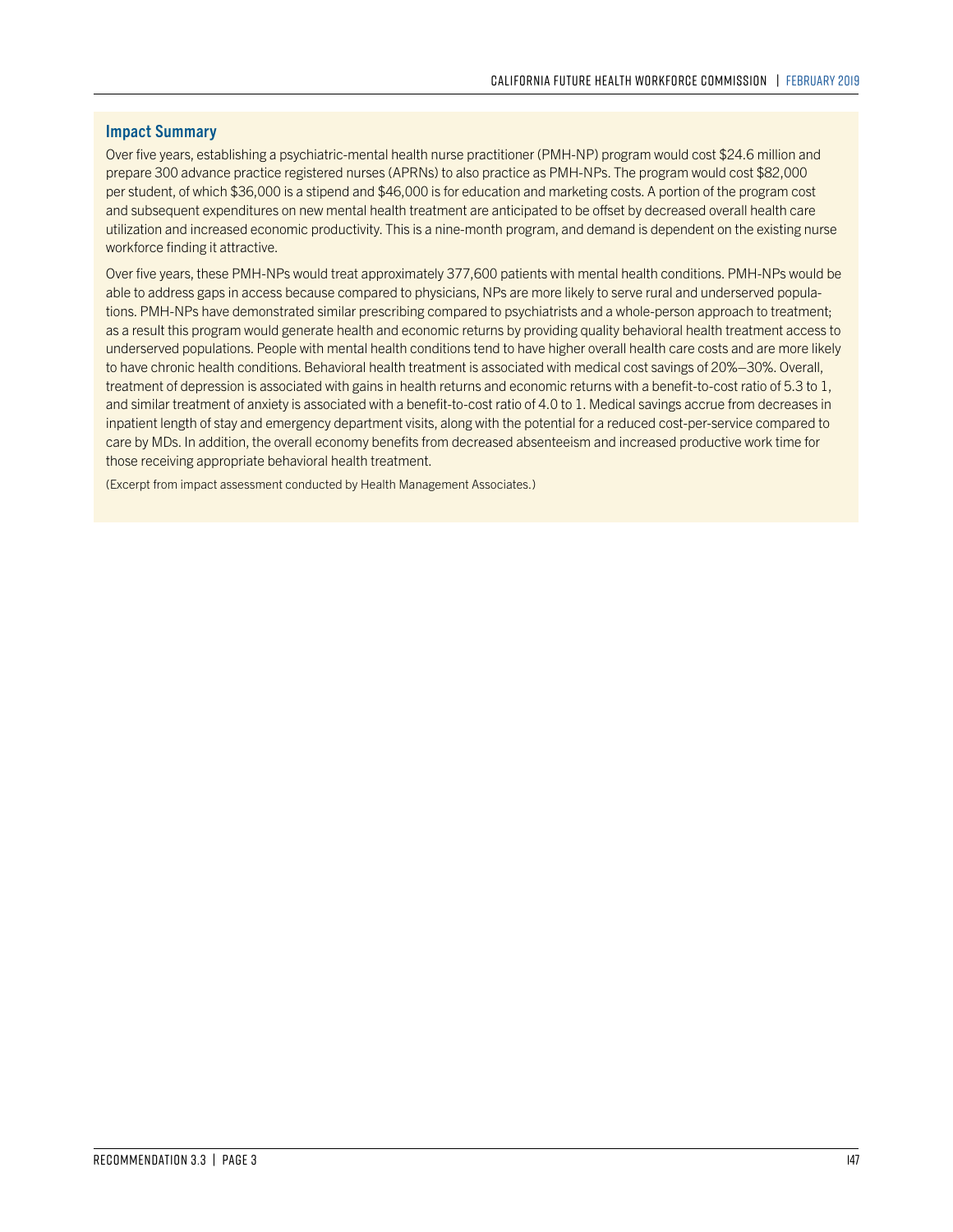## Impact Summary

Over five years, establishing a psychiatric-mental health nurse practitioner (PMH-NP) program would cost $24.6 million and prepare 300 advance practice registered nurses (APRNs) to also practice as PMH-NPs. The program would cost $82,000 per student, of which $36,000 is a stipend and $46,000 is for education and marketing costs. A portion of the program cost and subsequent expenditures on new mental health treatment are anticipated to be offset by decreased overall health care utilization and increased economic productivity. This is a nine-month program, and demand is dependent on the existing nurse workforce finding it attractive.

Over five years, these PMH-NPs would treat approximately 377,600 patients with mental health conditions. PMH-NPs would be able to address gaps in access because compared to physicians, NPs are more likely to serve rural and underserved populations. PMH-NPs have demonstrated similar prescribing compared to psychiatrists and a whole-person approach to treatment; as a result this program would generate health and economic returns by providing quality behavioral health treatment access to underserved populations. People with mental health conditions tend to have higher overall health care costs and are more likely to have chronic health conditions. Behavioral health treatment is associated with medical cost savings of 20%–30%. Overall, treatment of depression is associated with gains in health returns and economic returns with a benefit-to-cost ratio of 5.3 to 1, and similar treatment of anxiety is associated with a benefit-to-cost ratio of 4.0 to 1. Medical savings accrue from decreases in inpatient length of stay and emergency department visits, along with the potential for a reduced cost-per-service compared to care by MDs. In addition, the overall economy benefits from decreased absenteeism and increased productive work time for those receiving appropriate behavioral health treatment.

(Excerpt from impact assessment conducted by Health Management Associates.)